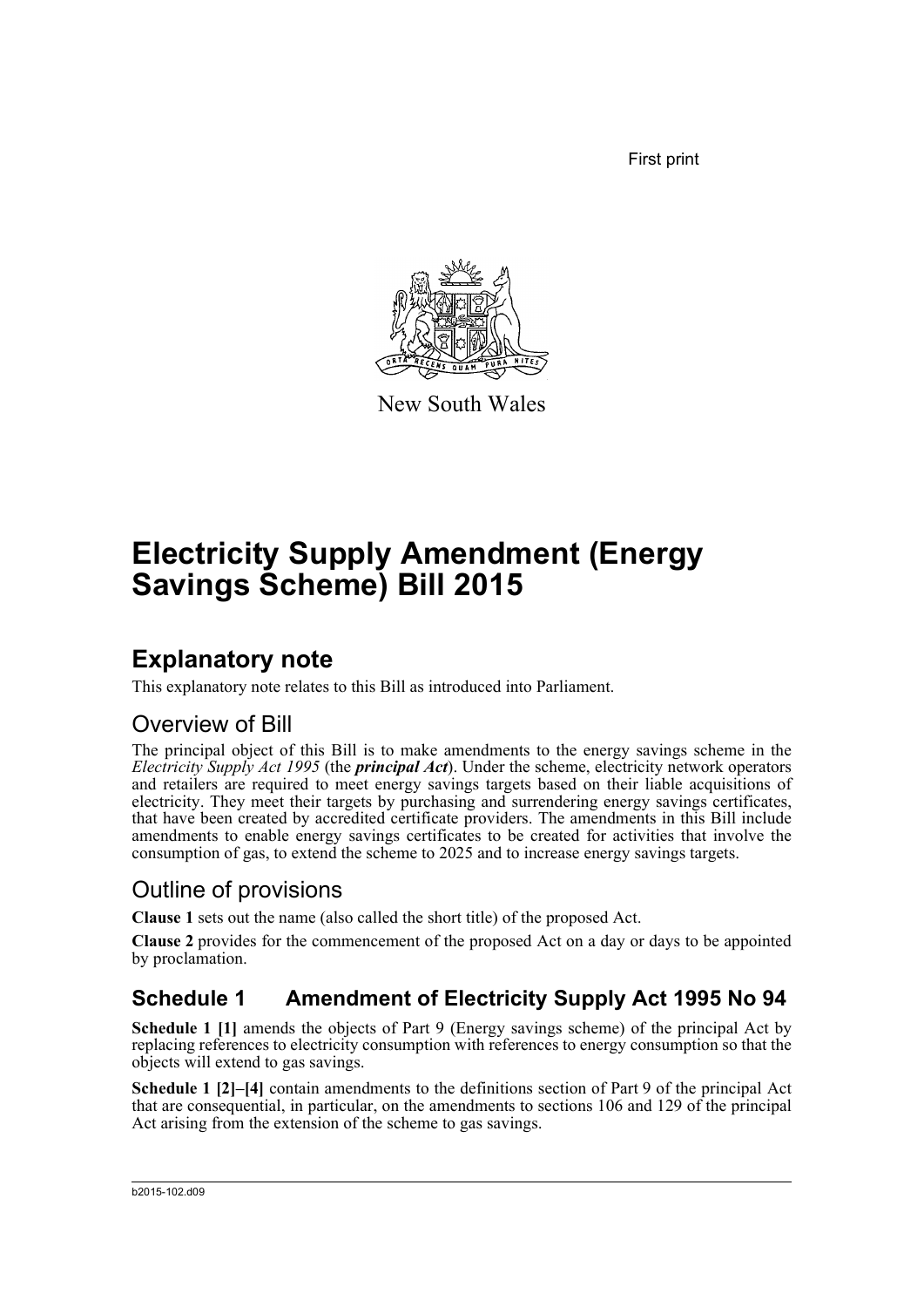First print

New South Wales

# Electricity Supply Amendment (Energy Savings Scheme) Bill 2015

## Explanatory note

This explanatory note relates to this Bill as introduced into Parliament.

### Overview of Bill

The principal object of this Bill is to make amendments to the energy savings scheme in the *Electricity Supply Act 1995* (the ***principal Act***). Under the scheme, electricity network operators and retailers are required to meet energy savings targets based on their liable acquisitions of electricity. They meet their targets by purchasing and surrendering energy savings certificates, that have been created by accredited certificate providers. The amendments in this Bill include amendments to enable energy savings certificates to be created for activities that involve the consumption of gas, to extend the scheme to 2025 and to increase energy savings targets.

### Outline of provisions

**Clause 1** sets out the name (also called the short title) of the proposed Act.

**Clause 2** provides for the commencement of the proposed Act on a day or days to be appointed by proclamation.

## Schedule 1 Amendment of Electricity Supply Act 1995 No 94

**Schedule 1 [1]** amends the objects of Part 9 (Energy savings scheme) of the principal Act by replacing references to electricity consumption with references to energy consumption so that the objects will extend to gas savings.

**Schedule 1 [2]–[4]** contain amendments to the definitions section of Part 9 of the principal Act that are consequential, in particular, on the amendments to sections 106 and 129 of the principal Act arising from the extension of the scheme to gas savings.

b2015-102.d09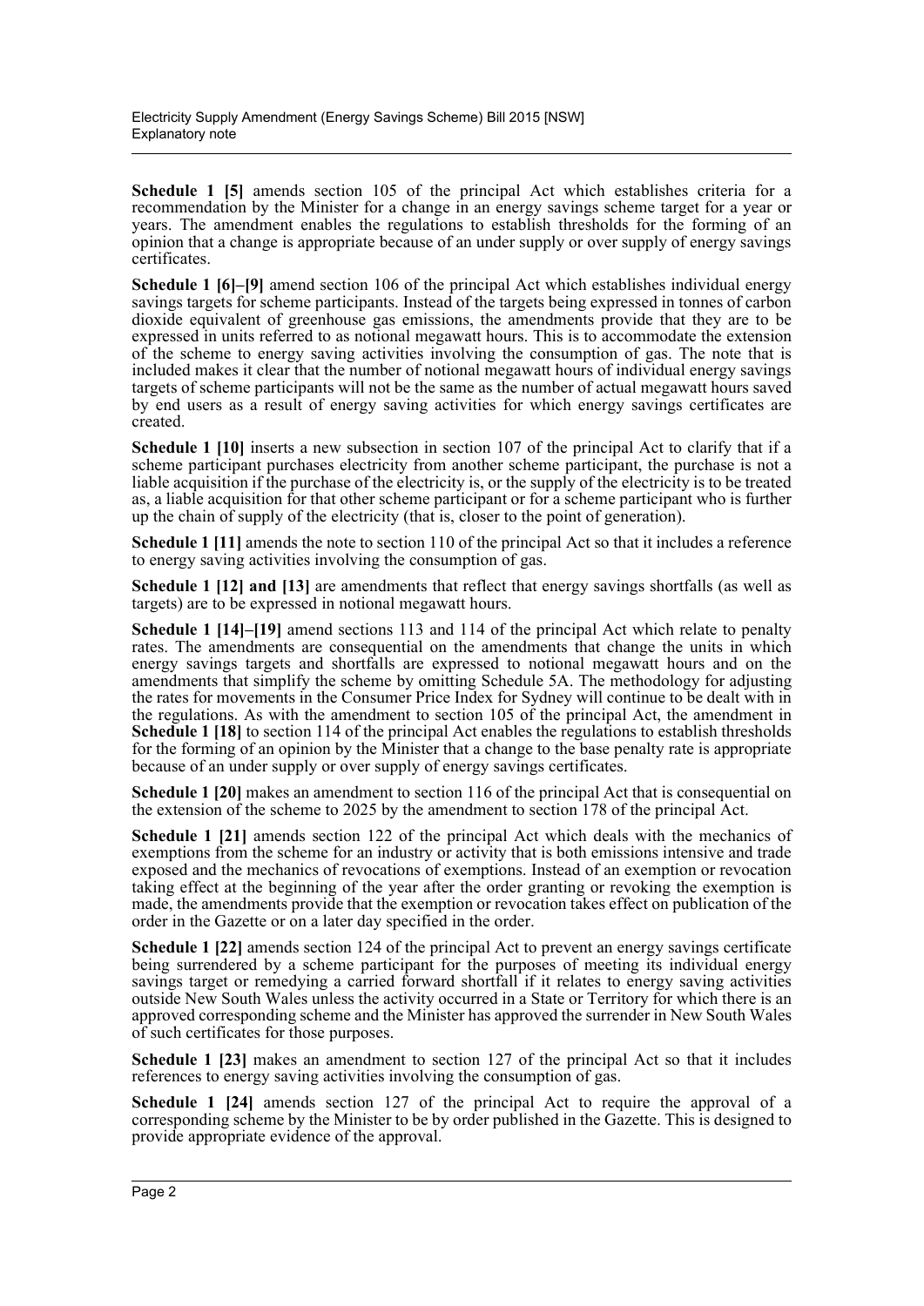**Schedule 1 [5]** amends section 105 of the principal Act which establishes criteria for a recommendation by the Minister for a change in an energy savings scheme target for a year or years. The amendment enables the regulations to establish thresholds for the forming of an opinion that a change is appropriate because of an under supply or over supply of energy savings certificates.

**Schedule 1 [6]–[9]** amend section 106 of the principal Act which establishes individual energy savings targets for scheme participants. Instead of the targets being expressed in tonnes of carbon dioxide equivalent of greenhouse gas emissions, the amendments provide that they are to be expressed in units referred to as notional megawatt hours. This is to accommodate the extension of the scheme to energy saving activities involving the consumption of gas. The note that is included makes it clear that the number of notional megawatt hours of individual energy savings targets of scheme participants will not be the same as the number of actual megawatt hours saved by end users as a result of energy saving activities for which energy savings certificates are created.

**Schedule 1 [10]** inserts a new subsection in section 107 of the principal Act to clarify that if a scheme participant purchases electricity from another scheme participant, the purchase is not a liable acquisition if the purchase of the electricity is, or the supply of the electricity is to be treated as, a liable acquisition for that other scheme participant or for a scheme participant who is further up the chain of supply of the electricity (that is, closer to the point of generation).

**Schedule 1 [11]** amends the note to section 110 of the principal Act so that it includes a reference to energy saving activities involving the consumption of gas.

**Schedule 1 [12] and [13]** are amendments that reflect that energy savings shortfalls (as well as targets) are to be expressed in notional megawatt hours.

**Schedule 1 [14]–[19]** amend sections 113 and 114 of the principal Act which relate to penalty rates. The amendments are consequential on the amendments that change the units in which energy savings targets and shortfalls are expressed to notional megawatt hours and on the amendments that simplify the scheme by omitting Schedule 5A. The methodology for adjusting the rates for movements in the Consumer Price Index for Sydney will continue to be dealt with in the regulations. As with the amendment to section 105 of the principal Act, the amendment in **Schedule 1 [18]** to section 114 of the principal Act enables the regulations to establish thresholds for the forming of an opinion by the Minister that a change to the base penalty rate is appropriate because of an under supply or over supply of energy savings certificates.

**Schedule 1 [20]** makes an amendment to section 116 of the principal Act that is consequential on the extension of the scheme to 2025 by the amendment to section 178 of the principal Act.

**Schedule 1 [21]** amends section 122 of the principal Act which deals with the mechanics of exemptions from the scheme for an industry or activity that is both emissions intensive and trade exposed and the mechanics of revocations of exemptions. Instead of an exemption or revocation taking effect at the beginning of the year after the order granting or revoking the exemption is made, the amendments provide that the exemption or revocation takes effect on publication of the order in the Gazette or on a later day specified in the order.

**Schedule 1 [22]** amends section 124 of the principal Act to prevent an energy savings certificate being surrendered by a scheme participant for the purposes of meeting its individual energy savings target or remedying a carried forward shortfall if it relates to energy saving activities outside New South Wales unless the activity occurred in a State or Territory for which there is an approved corresponding scheme and the Minister has approved the surrender in New South Wales of such certificates for those purposes.

**Schedule 1 [23]** makes an amendment to section 127 of the principal Act so that it includes references to energy saving activities involving the consumption of gas.

**Schedule 1 [24]** amends section 127 of the principal Act to require the approval of a corresponding scheme by the Minister to be by order published in the Gazette. This is designed to provide appropriate evidence of the approval.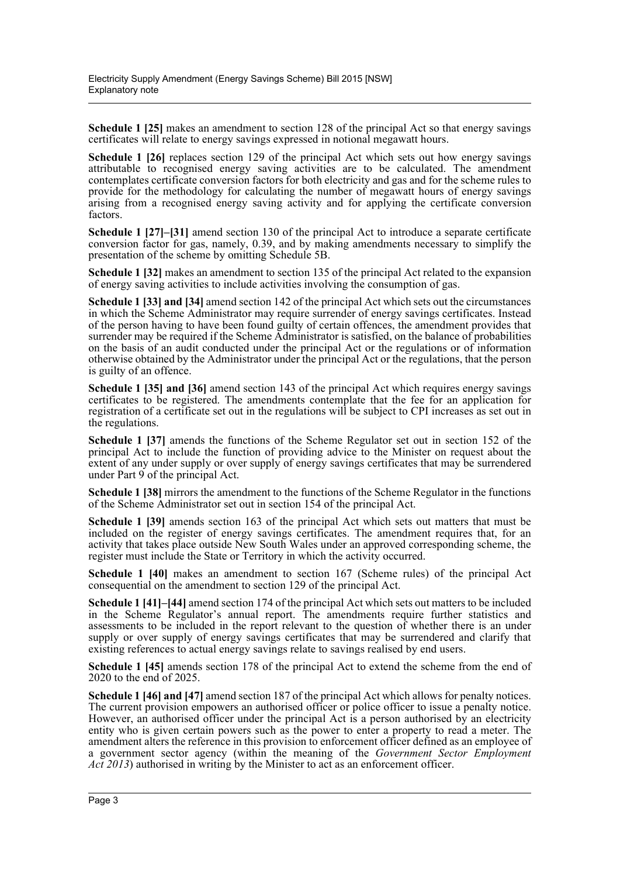**Schedule 1 [25]** makes an amendment to section 128 of the principal Act so that energy savings certificates will relate to energy savings expressed in notional megawatt hours.

**Schedule 1 [26]** replaces section 129 of the principal Act which sets out how energy savings attributable to recognised energy saving activities are to be calculated. The amendment contemplates certificate conversion factors for both electricity and gas and for the scheme rules to provide for the methodology for calculating the number of megawatt hours of energy savings arising from a recognised energy saving activity and for applying the certificate conversion factors.

**Schedule 1 [27]–[31]** amend section 130 of the principal Act to introduce a separate certificate conversion factor for gas, namely, 0.39, and by making amendments necessary to simplify the presentation of the scheme by omitting Schedule 5B.

**Schedule 1 [32]** makes an amendment to section 135 of the principal Act related to the expansion of energy saving activities to include activities involving the consumption of gas.

**Schedule 1 [33] and [34]** amend section 142 of the principal Act which sets out the circumstances in which the Scheme Administrator may require surrender of energy savings certificates. Instead of the person having to have been found guilty of certain offences, the amendment provides that surrender may be required if the Scheme Administrator is satisfied, on the balance of probabilities on the basis of an audit conducted under the principal Act or the regulations or of information otherwise obtained by the Administrator under the principal Act or the regulations, that the person is guilty of an offence.

**Schedule 1 [35] and [36]** amend section 143 of the principal Act which requires energy savings certificates to be registered. The amendments contemplate that the fee for an application for registration of a certificate set out in the regulations will be subject to CPI increases as set out in the regulations.

**Schedule 1 [37]** amends the functions of the Scheme Regulator set out in section 152 of the principal Act to include the function of providing advice to the Minister on request about the extent of any under supply or over supply of energy savings certificates that may be surrendered under Part 9 of the principal Act.

**Schedule 1 [38]** mirrors the amendment to the functions of the Scheme Regulator in the functions of the Scheme Administrator set out in section 154 of the principal Act.

**Schedule 1 [39]** amends section 163 of the principal Act which sets out matters that must be included on the register of energy savings certificates. The amendment requires that, for an activity that takes place outside New South Wales under an approved corresponding scheme, the register must include the State or Territory in which the activity occurred.

**Schedule 1 [40]** makes an amendment to section 167 (Scheme rules) of the principal Act consequential on the amendment to section 129 of the principal Act.

**Schedule 1 [41]–[44]** amend section 174 of the principal Act which sets out matters to be included in the Scheme Regulator's annual report. The amendments require further statistics and assessments to be included in the report relevant to the question of whether there is an under supply or over supply of energy savings certificates that may be surrendered and clarify that existing references to actual energy savings relate to savings realised by end users.

**Schedule 1 [45]** amends section 178 of the principal Act to extend the scheme from the end of 2020 to the end of 2025.

**Schedule 1 [46] and [47]** amend section 187 of the principal Act which allows for penalty notices. The current provision empowers an authorised officer or police officer to issue a penalty notice. However, an authorised officer under the principal Act is a person authorised by an electricity entity who is given certain powers such as the power to enter a property to read a meter. The amendment alters the reference in this provision to enforcement officer defined as an employee of a government sector agency (within the meaning of the *Government Sector Employment Act 2013*) authorised in writing by the Minister to act as an enforcement officer.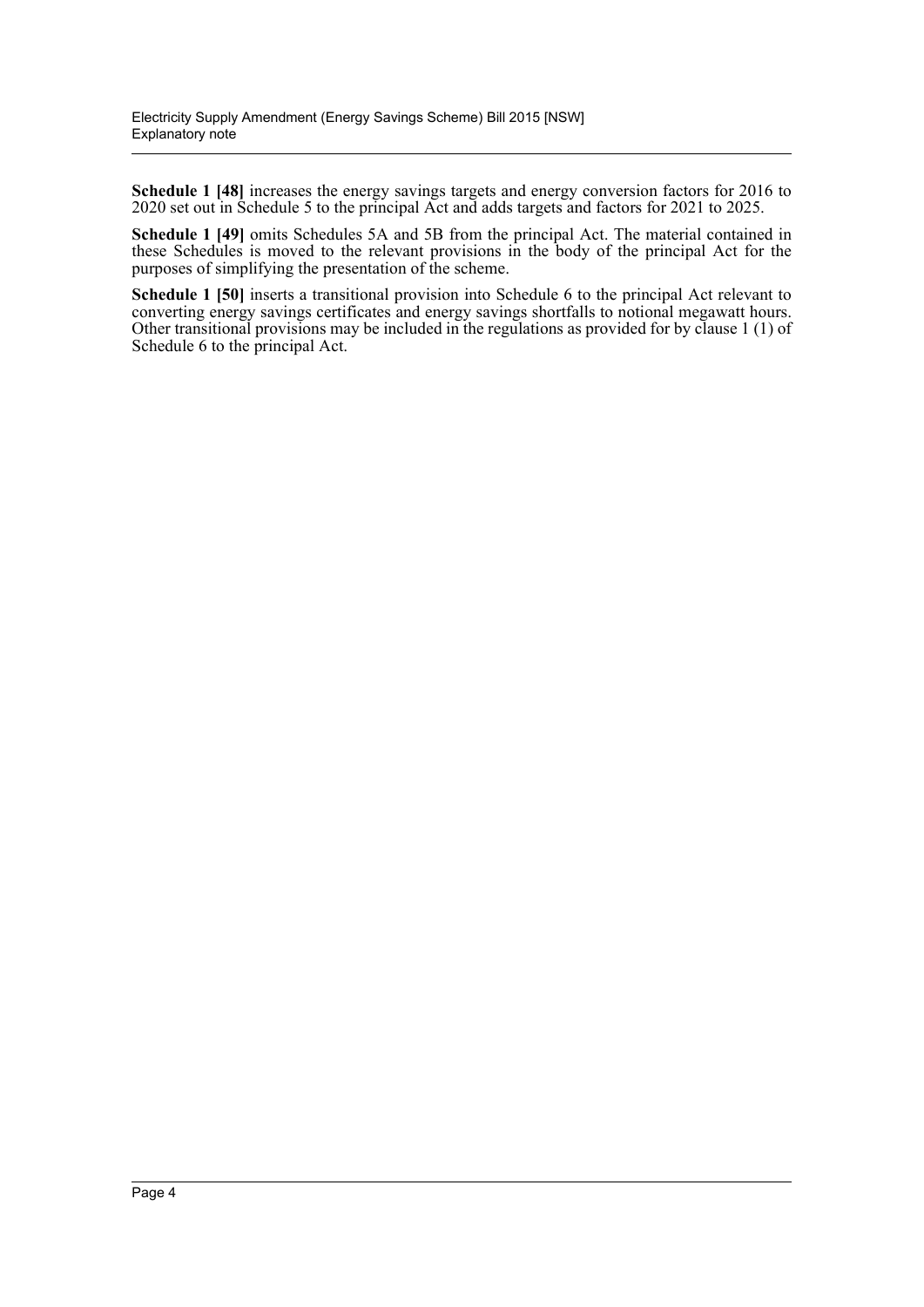**Schedule 1 [48]** increases the energy savings targets and energy conversion factors for 2016 to 2020 set out in Schedule 5 to the principal Act and adds targets and factors for 2021 to 2025.

**Schedule 1 [49]** omits Schedules 5A and 5B from the principal Act. The material contained in these Schedules is moved to the relevant provisions in the body of the principal Act for the purposes of simplifying the presentation of the scheme.

**Schedule 1 [50]** inserts a transitional provision into Schedule 6 to the principal Act relevant to converting energy savings certificates and energy savings shortfalls to notional megawatt hours. Other transitional provisions may be included in the regulations as provided for by clause 1 (1) of Schedule 6 to the principal Act.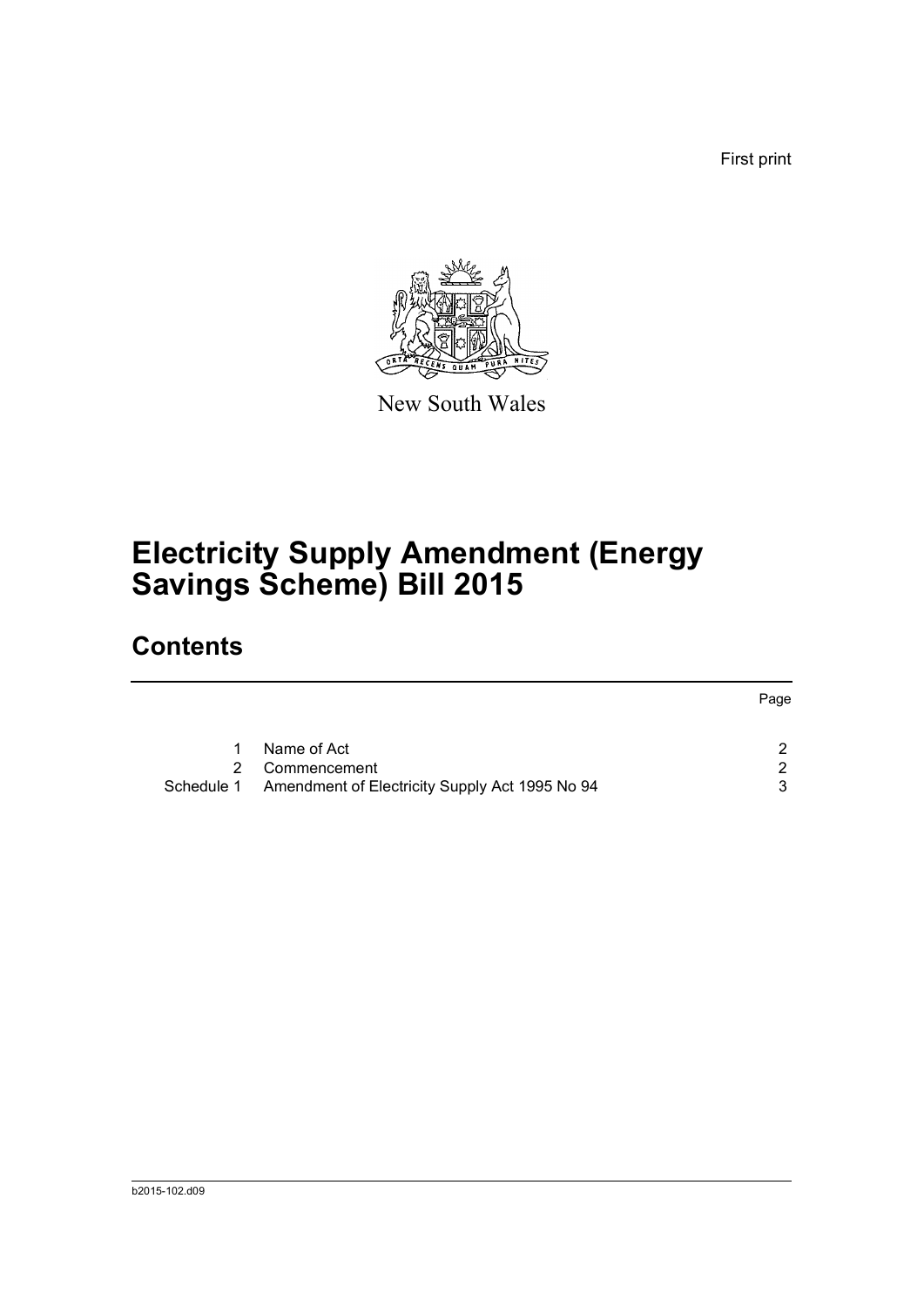First print

New South Wales

# Electricity Supply Amendment (Energy Savings Scheme) Bill 2015

## Contents

| | | Page |
|---|---|---|
| 1 | Name of Act | 2 |
| 2 | Commencement | 2 |
| Schedule 1 | Amendment of Electricity Supply Act 1995 No 94 | 3 |

b2015-102.d09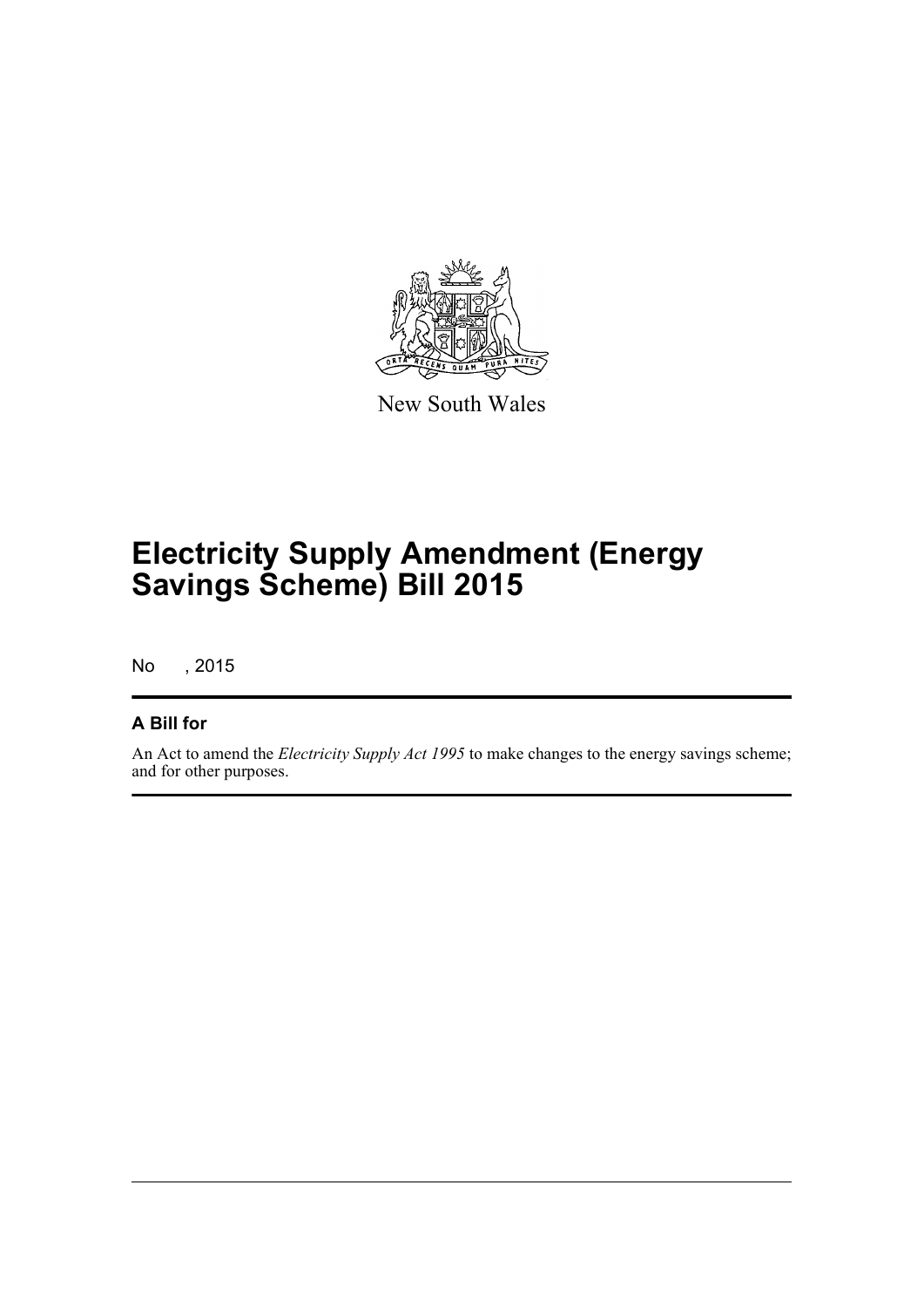New South Wales

# Electricity Supply Amendment (Energy Savings Scheme) Bill 2015

No , 2015

## A Bill for

An Act to amend the *Electricity Supply Act 1995* to make changes to the energy savings scheme; and for other purposes.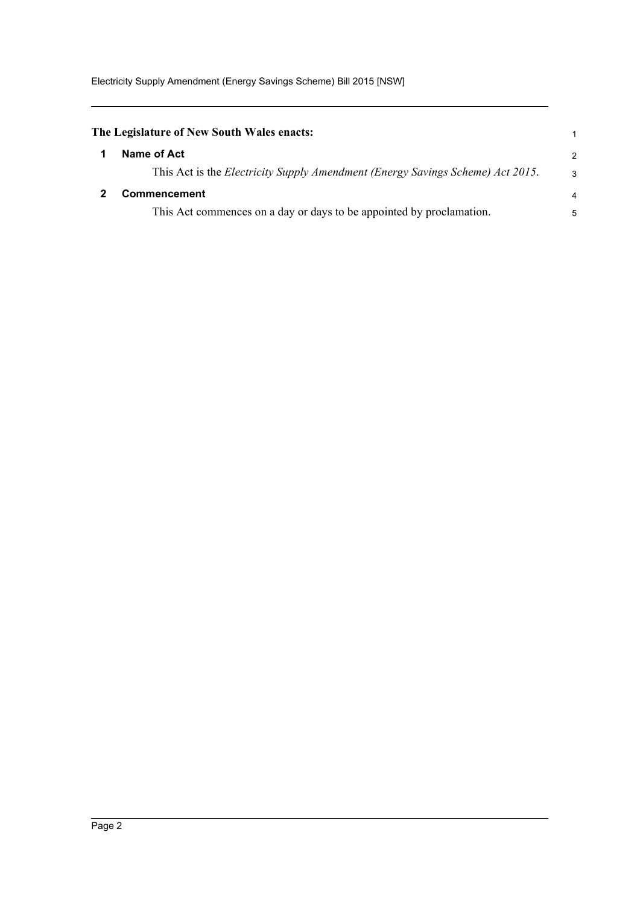**The Legislature of New South Wales enacts:**

## 1 Name of Act

This Act is the *Electricity Supply Amendment (Energy Savings Scheme) Act 2015*.

## 2 Commencement

This Act commences on a day or days to be appointed by proclamation.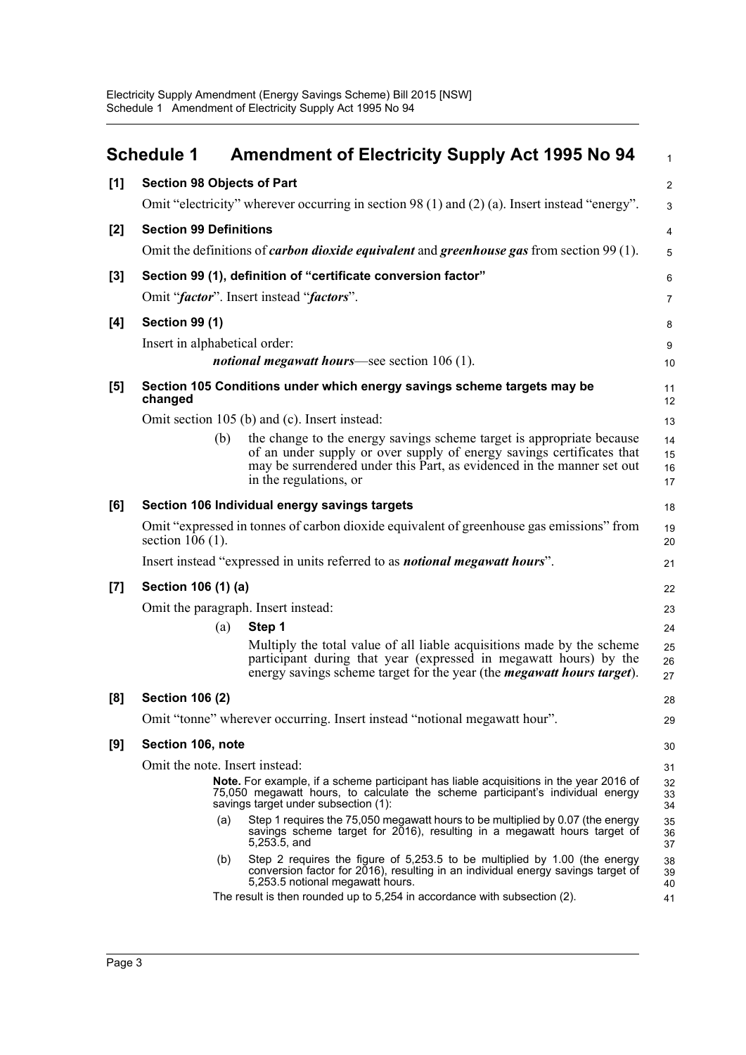## Schedule 1 Amendment of Electricity Supply Act 1995 No 94

**[1] Section 98 Objects of Part**

Omit "electricity" wherever occurring in section 98 (1) and (2) (a). Insert instead "energy".

**[2] Section 99 Definitions**

Omit the definitions of ***carbon dioxide equivalent*** and ***greenhouse gas*** from section 99 (1).

**[3] Section 99 (1), definition of "certificate conversion factor"**

Omit "***factor***". Insert instead "***factors***".

**[4] Section 99 (1)**

Insert in alphabetical order:

> ***notional megawatt hours***—see section 106 (1).

**[5] Section 105 Conditions under which energy savings scheme targets may be changed**

Omit section 105 (b) and (c). Insert instead:

> (b) the change to the energy savings scheme target is appropriate because of an under supply or over supply of energy savings certificates that may be surrendered under this Part, as evidenced in the manner set out in the regulations, or

**[6] Section 106 Individual energy savings targets**

Omit "expressed in tonnes of carbon dioxide equivalent of greenhouse gas emissions" from section 106 (1).

Insert instead "expressed in units referred to as ***notional megawatt hours***".

**[7] Section 106 (1) (a)**

Omit the paragraph. Insert instead:

> (a) **Step 1**
>
> Multiply the total value of all liable acquisitions made by the scheme participant during that year (expressed in megawatt hours) by the energy savings scheme target for the year (the ***megawatt hours target***).

**[8] Section 106 (2)**

Omit "tonne" wherever occurring. Insert instead "notional megawatt hour".

**[9] Section 106, note**

Omit the note. Insert instead:

> **Note.** For example, if a scheme participant has liable acquisitions in the year 2016 of 75,050 megawatt hours, to calculate the scheme participant's individual energy savings target under subsection (1):
>
> (a) Step 1 requires the 75,050 megawatt hours to be multiplied by 0.07 (the energy savings scheme target for 2016), resulting in a megawatt hours target of 5,253.5, and
>
> (b) Step 2 requires the figure of 5,253.5 to be multiplied by 1.00 (the energy conversion factor for 2016), resulting in an individual energy savings target of 5,253.5 notional megawatt hours.
>
> The result is then rounded up to 5,254 in accordance with subsection (2).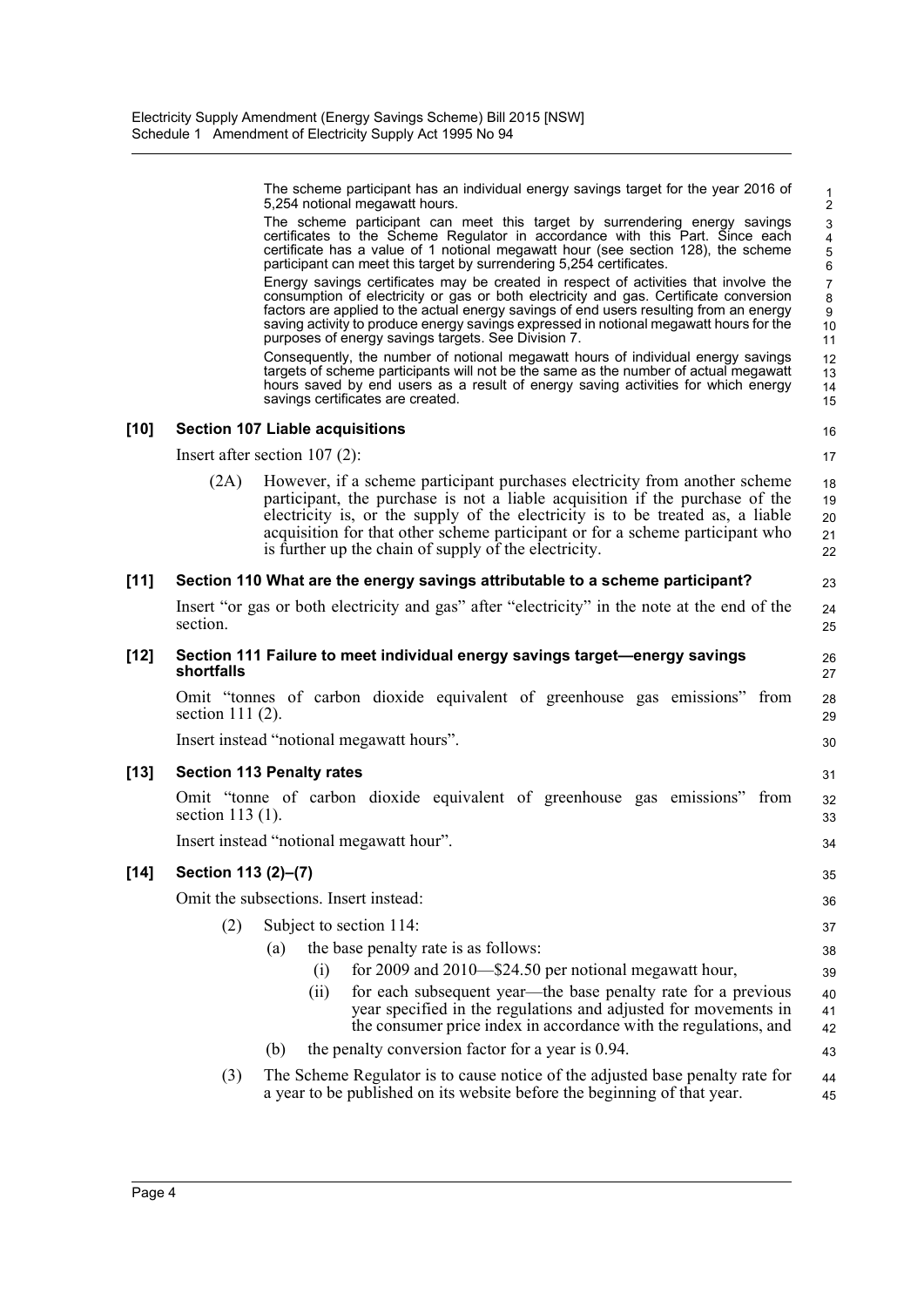The scheme participant has an individual energy savings target for the year 2016 of 5,254 notional megawatt hours.

The scheme participant can meet this target by surrendering energy savings certificates to the Scheme Regulator in accordance with this Part. Since each certificate has a value of 1 notional megawatt hour (see section 128), the scheme participant can meet this target by surrendering 5,254 certificates.

Energy savings certificates may be created in respect of activities that involve the consumption of electricity or gas or both electricity and gas. Certificate conversion factors are applied to the actual energy savings of end users resulting from an energy saving activity to produce energy savings expressed in notional megawatt hours for the purposes of energy savings targets. See Division 7.

Consequently, the number of notional megawatt hours of individual energy savings targets of scheme participants will not be the same as the number of actual megawatt hours saved by end users as a result of energy saving activities for which energy savings certificates are created.

### [10] Section 107 Liable acquisitions

Insert after section 107 (2):

(2A) However, if a scheme participant purchases electricity from another scheme participant, the purchase is not a liable acquisition if the purchase of the electricity is, or the supply of the electricity is to be treated as, a liable acquisition for that other scheme participant or for a scheme participant who is further up the chain of supply of the electricity.

### [11] Section 110 What are the energy savings attributable to a scheme participant?

Insert "or gas or both electricity and gas" after "electricity" in the note at the end of the section.

### [12] Section 111 Failure to meet individual energy savings target—energy savings shortfalls

Omit "tonnes of carbon dioxide equivalent of greenhouse gas emissions" from section 111 (2).

Insert instead "notional megawatt hours".

### [13] Section 113 Penalty rates

Omit "tonne of carbon dioxide equivalent of greenhouse gas emissions" from section 113 (1).

Insert instead "notional megawatt hour".

### [14] Section 113 (2)–(7)

Omit the subsections. Insert instead:

(2) Subject to section 114:

- (a) the base penalty rate is as follows:
  - (i) for 2009 and 2010—$24.50 per notional megawatt hour,
  - (ii) for each subsequent year—the base penalty rate for a previous year specified in the regulations and adjusted for movements in the consumer price index in accordance with the regulations, and
- (b) the penalty conversion factor for a year is 0.94.

(3) The Scheme Regulator is to cause notice of the adjusted base penalty rate for a year to be published on its website before the beginning of that year.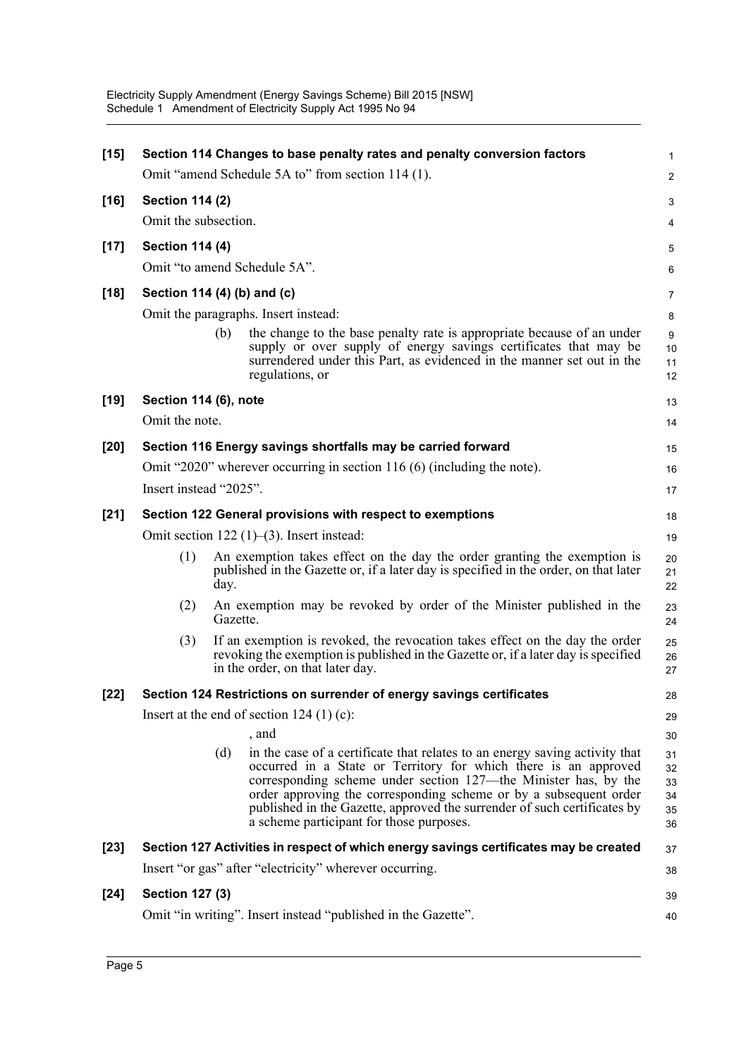**[15] Section 114 Changes to base penalty rates and penalty conversion factors**

Omit "amend Schedule 5A to" from section 114 (1).

**[16] Section 114 (2)**

Omit the subsection.

**[17] Section 114 (4)**

Omit "to amend Schedule 5A".

**[18] Section 114 (4) (b) and (c)**

Omit the paragraphs. Insert instead:

> (b) the change to the base penalty rate is appropriate because of an under supply or over supply of energy savings certificates that may be surrendered under this Part, as evidenced in the manner set out in the regulations, or

**[19] Section 114 (6), note**

Omit the note.

**[20] Section 116 Energy savings shortfalls may be carried forward**

Omit "2020" wherever occurring in section 116 (6) (including the note).

Insert instead "2025".

**[21] Section 122 General provisions with respect to exemptions**

Omit section 122 (1)–(3). Insert instead:

> (1) An exemption takes effect on the day the order granting the exemption is published in the Gazette or, if a later day is specified in the order, on that later day.
>
> (2) An exemption may be revoked by order of the Minister published in the Gazette.
>
> (3) If an exemption is revoked, the revocation takes effect on the day the order revoking the exemption is published in the Gazette or, if a later day is specified in the order, on that later day.

**[22] Section 124 Restrictions on surrender of energy savings certificates**

Insert at the end of section 124 (1) (c):

> , and
>
> (d) in the case of a certificate that relates to an energy saving activity that occurred in a State or Territory for which there is an approved corresponding scheme under section 127—the Minister has, by the order approving the corresponding scheme or by a subsequent order published in the Gazette, approved the surrender of such certificates by a scheme participant for those purposes.

**[23] Section 127 Activities in respect of which energy savings certificates may be created**

Insert "or gas" after "electricity" wherever occurring.

**[24] Section 127 (3)**

Omit "in writing". Insert instead "published in the Gazette".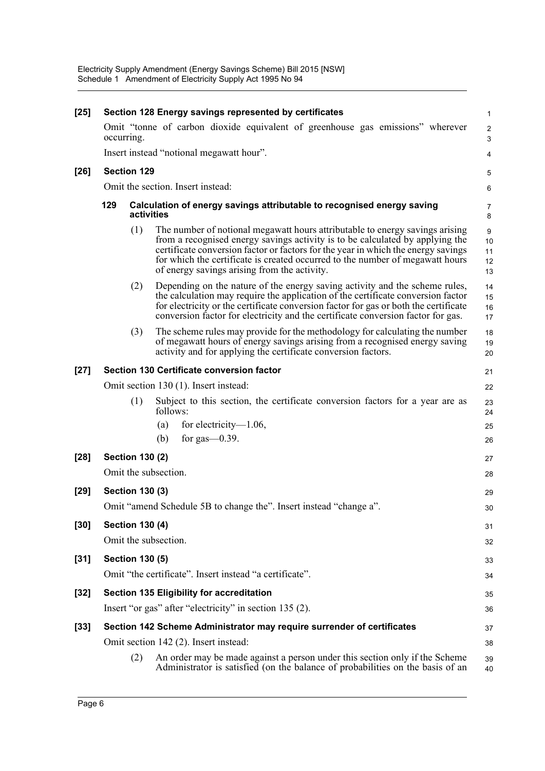**[25] Section 128 Energy savings represented by certificates**

Omit "tonne of carbon dioxide equivalent of greenhouse gas emissions" wherever occurring.

Insert instead "notional megawatt hour".

**[26] Section 129**

Omit the section. Insert instead:

**129 Calculation of energy savings attributable to recognised energy saving activities**

(1) The number of notional megawatt hours attributable to energy savings arising from a recognised energy savings activity is to be calculated by applying the certificate conversion factor or factors for the year in which the energy savings for which the certificate is created occurred to the number of megawatt hours of energy savings arising from the activity.

(2) Depending on the nature of the energy saving activity and the scheme rules, the calculation may require the application of the certificate conversion factor for electricity or the certificate conversion factor for gas or both the certificate conversion factor for electricity and the certificate conversion factor for gas.

(3) The scheme rules may provide for the methodology for calculating the number of megawatt hours of energy savings arising from a recognised energy saving activity and for applying the certificate conversion factors.

**[27] Section 130 Certificate conversion factor**

Omit section 130 (1). Insert instead:

(1) Subject to this section, the certificate conversion factors for a year are as follows:

(a) for electricity—1.06,

(b) for gas—0.39.

**[28] Section 130 (2)**

Omit the subsection.

**[29] Section 130 (3)**

Omit "amend Schedule 5B to change the". Insert instead "change a".

**[30] Section 130 (4)**

Omit the subsection.

**[31] Section 130 (5)**

Omit "the certificate". Insert instead "a certificate".

**[32] Section 135 Eligibility for accreditation**

Insert "or gas" after "electricity" in section 135 (2).

**[33] Section 142 Scheme Administrator may require surrender of certificates**

Omit section 142 (2). Insert instead:

(2) An order may be made against a person under this section only if the Scheme Administrator is satisfied (on the balance of probabilities on the basis of an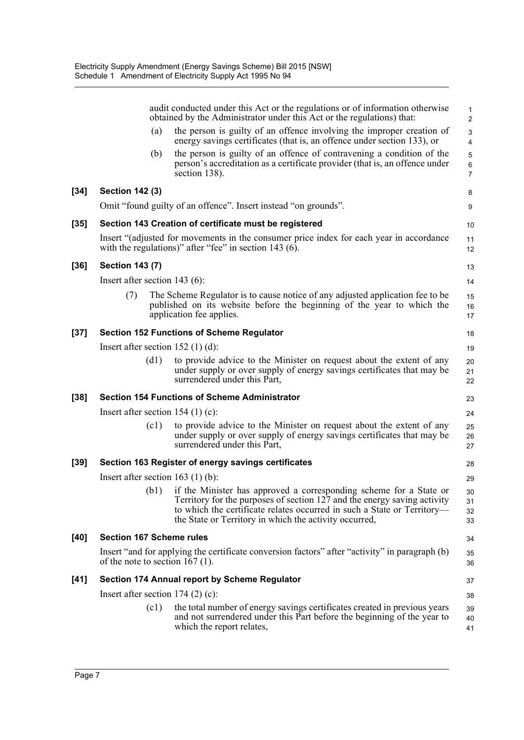audit conducted under this Act or the regulations or of information otherwise obtained by the Administrator under this Act or the regulations) that:

(a) the person is guilty of an offence involving the improper creation of energy savings certificates (that is, an offence under section 133), or

(b) the person is guilty of an offence of contravening a condition of the person's accreditation as a certificate provider (that is, an offence under section 138).

**[34] Section 142 (3)**

Omit "found guilty of an offence". Insert instead "on grounds".

**[35] Section 143 Creation of certificate must be registered**

Insert "(adjusted for movements in the consumer price index for each year in accordance with the regulations)" after "fee" in section 143 (6).

**[36] Section 143 (7)**

Insert after section 143 (6):

(7) The Scheme Regulator is to cause notice of any adjusted application fee to be published on its website before the beginning of the year to which the application fee applies.

**[37] Section 152 Functions of Scheme Regulator**

Insert after section 152 (1) (d):

(d1) to provide advice to the Minister on request about the extent of any under supply or over supply of energy savings certificates that may be surrendered under this Part,

**[38] Section 154 Functions of Scheme Administrator**

Insert after section 154 (1) (c):

(c1) to provide advice to the Minister on request about the extent of any under supply or over supply of energy savings certificates that may be surrendered under this Part,

**[39] Section 163 Register of energy savings certificates**

Insert after section 163 (1) (b):

(b1) if the Minister has approved a corresponding scheme for a State or Territory for the purposes of section 127 and the energy saving activity to which the certificate relates occurred in such a State or Territory—the State or Territory in which the activity occurred,

**[40] Section 167 Scheme rules**

Insert "and for applying the certificate conversion factors" after "activity" in paragraph (b) of the note to section 167 (1).

**[41] Section 174 Annual report by Scheme Regulator**

Insert after section 174 (2) (c):

(c1) the total number of energy savings certificates created in previous years and not surrendered under this Part before the beginning of the year to which the report relates,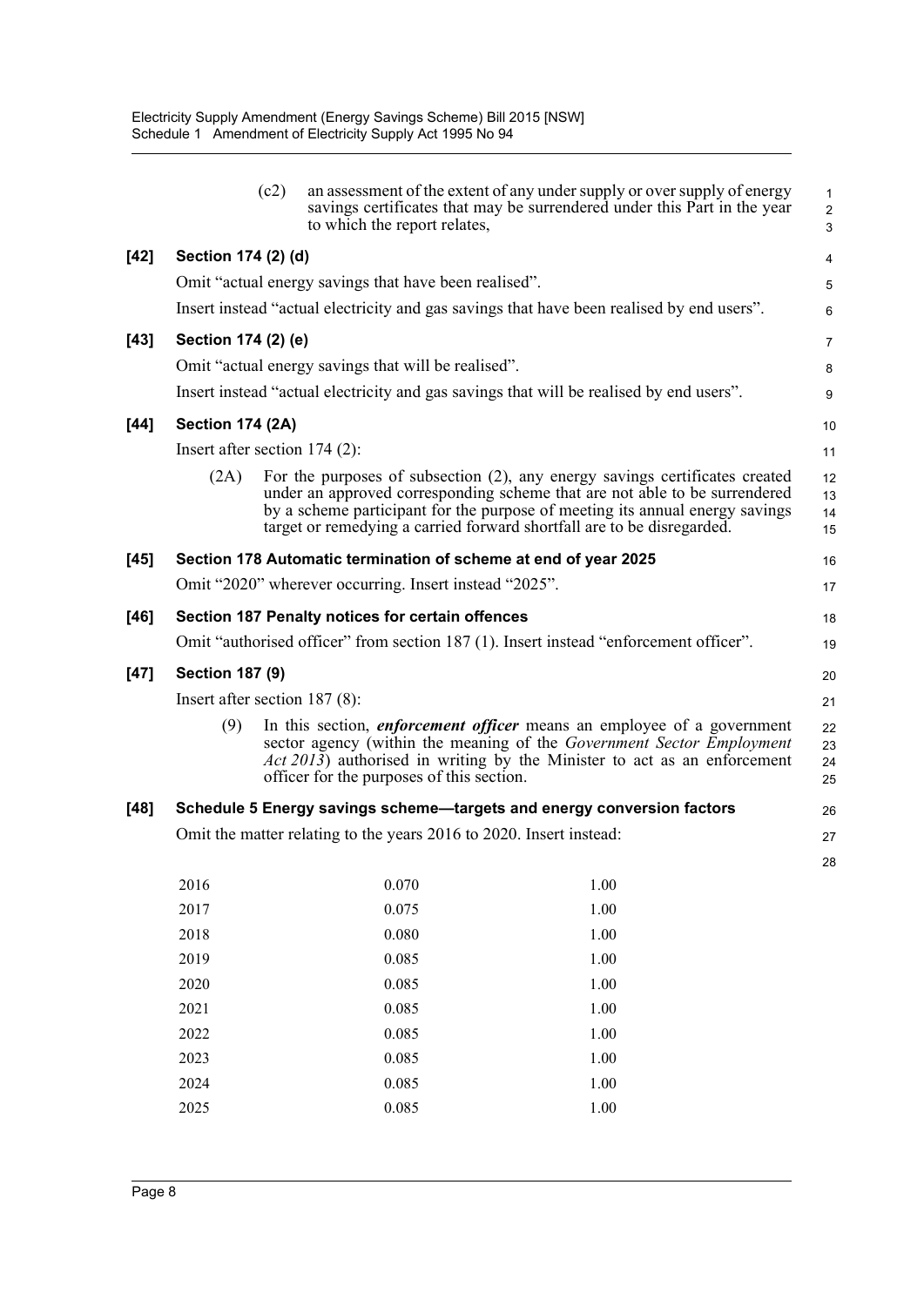(c2) an assessment of the extent of any under supply or over supply of energy savings certificates that may be surrendered under this Part in the year to which the report relates,

**[42] Section 174 (2) (d)**

Omit "actual energy savings that have been realised".

Insert instead "actual electricity and gas savings that have been realised by end users".

**[43] Section 174 (2) (e)**

Omit "actual energy savings that will be realised".

Insert instead "actual electricity and gas savings that will be realised by end users".

**[44] Section 174 (2A)**

Insert after section 174 (2):

(2A) For the purposes of subsection (2), any energy savings certificates created under an approved corresponding scheme that are not able to be surrendered by a scheme participant for the purpose of meeting its annual energy savings target or remedying a carried forward shortfall are to be disregarded.

**[45] Section 178 Automatic termination of scheme at end of year 2025**

Omit "2020" wherever occurring. Insert instead "2025".

**[46] Section 187 Penalty notices for certain offences**

Omit "authorised officer" from section 187 (1). Insert instead "enforcement officer".

**[47] Section 187 (9)**

Insert after section 187 (8):

(9) In this section, ***enforcement officer*** means an employee of a government sector agency (within the meaning of the *Government Sector Employment Act 2013*) authorised in writing by the Minister to act as an enforcement officer for the purposes of this section.

**[48] Schedule 5 Energy savings scheme—targets and energy conversion factors**

Omit the matter relating to the years 2016 to 2020. Insert instead:

| | | |
|---|---|---|
| 2016 | 0.070 | 1.00 |
| 2017 | 0.075 | 1.00 |
| 2018 | 0.080 | 1.00 |
| 2019 | 0.085 | 1.00 |
| 2020 | 0.085 | 1.00 |
| 2021 | 0.085 | 1.00 |
| 2022 | 0.085 | 1.00 |
| 2023 | 0.085 | 1.00 |
| 2024 | 0.085 | 1.00 |
| 2025 | 0.085 | 1.00 |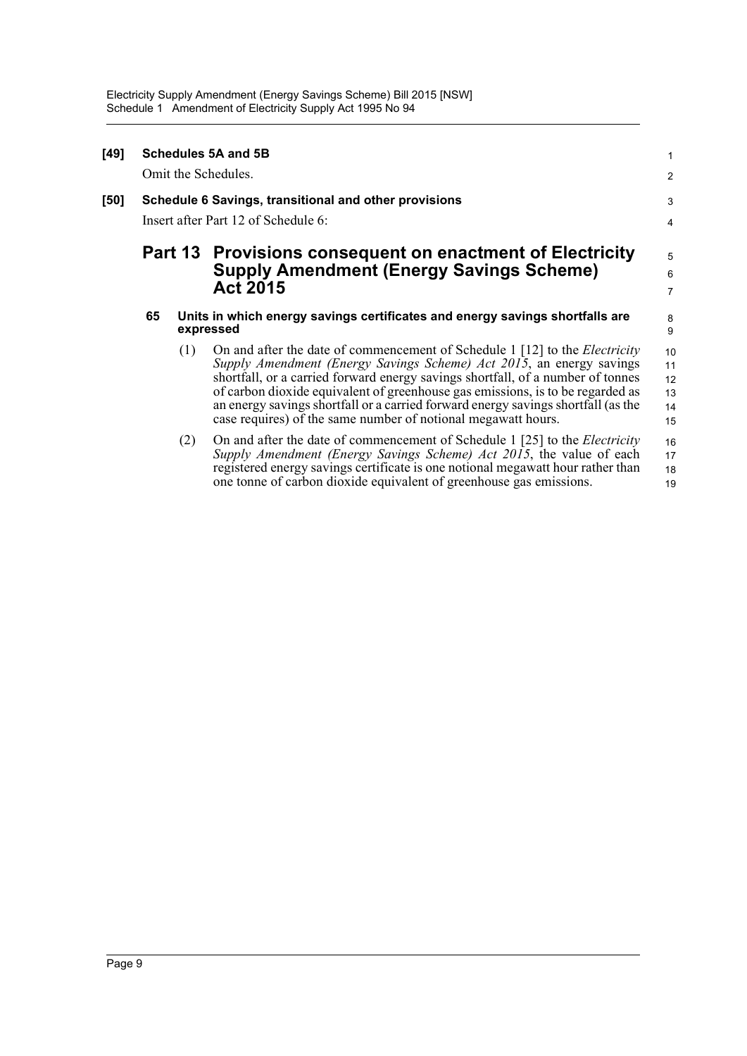**[49] Schedules 5A and 5B**

Omit the Schedules.

**[50] Schedule 6 Savings, transitional and other provisions**

Insert after Part 12 of Schedule 6:

## Part 13 Provisions consequent on enactment of Electricity Supply Amendment (Energy Savings Scheme) Act 2015

**65 Units in which energy savings certificates and energy savings shortfalls are expressed**

(1) On and after the date of commencement of Schedule 1 [12] to the *Electricity Supply Amendment (Energy Savings Scheme) Act 2015*, an energy savings shortfall, or a carried forward energy savings shortfall, of a number of tonnes of carbon dioxide equivalent of greenhouse gas emissions, is to be regarded as an energy savings shortfall or a carried forward energy savings shortfall (as the case requires) of the same number of notional megawatt hours.

(2) On and after the date of commencement of Schedule 1 [25] to the *Electricity Supply Amendment (Energy Savings Scheme) Act 2015*, the value of each registered energy savings certificate is one notional megawatt hour rather than one tonne of carbon dioxide equivalent of greenhouse gas emissions.